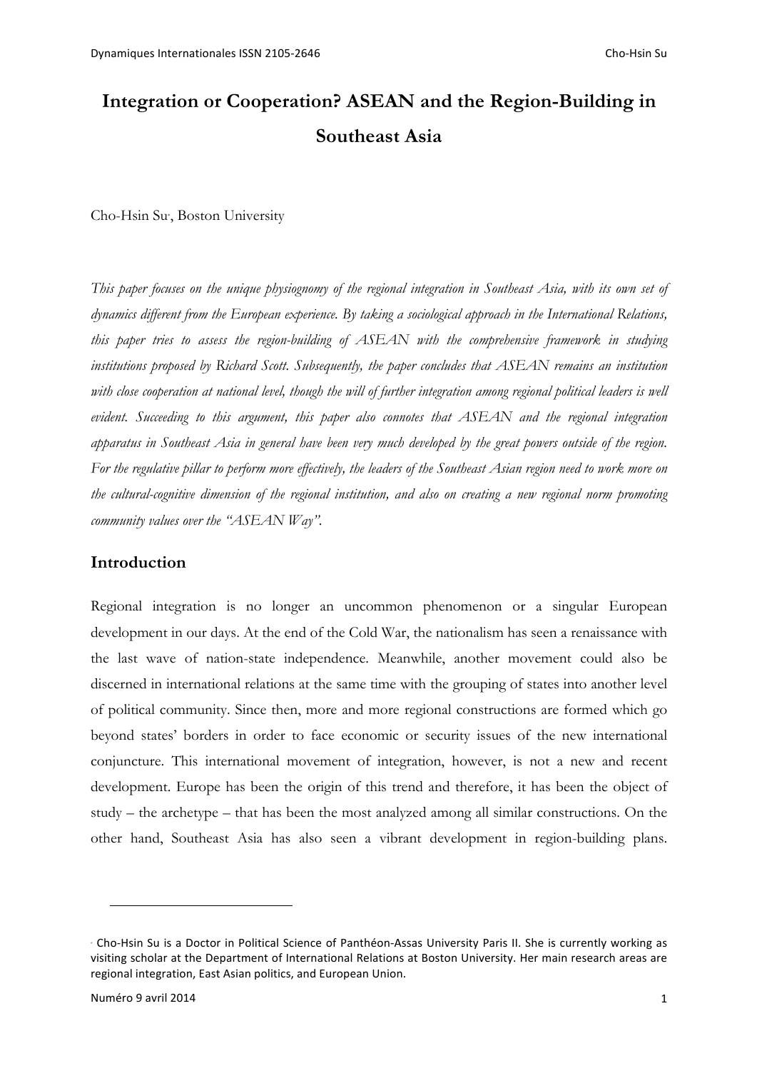# Integration or Cooperation? ASEAN and the Region-Building in Southeast Asia

Cho-Hsin Su[*], Boston University

*This paper focuses on the unique physiognomy of the regional integration in Southeast Asia, with its own set of dynamics different from the European experience. By taking a sociological approach in the International Relations, this paper tries to assess the region-building of ASEAN with the comprehensive framework in studying institutions proposed by Richard Scott. Subsequently, the paper concludes that ASEAN remains an institution with close cooperation at national level, though the will of further integration among regional political leaders is well evident. Succeeding to this argument, this paper also connotes that ASEAN and the regional integration apparatus in Southeast Asia in general have been very much developed by the great powers outside of the region. For the regulative pillar to perform more effectively, the leaders of the Southeast Asian region need to work more on the cultural-cognitive dimension of the regional institution, and also on creating a new regional norm promoting community values over the "ASEAN Way".*

## Introduction

Regional integration is no longer an uncommon phenomenon or a singular European development in our days. At the end of the Cold War, the nationalism has seen a renaissance with the last wave of nation-state independence. Meanwhile, another movement could also be discerned in international relations at the same time with the grouping of states into another level of political community. Since then, more and more regional constructions are formed which go beyond states' borders in order to face economic or security issues of the new international conjuncture. This international movement of integration, however, is not a new and recent development. Europe has been the origin of this trend and therefore, it has been the object of study – the archetype – that has been the most analyzed among all similar constructions. On the other hand, Southeast Asia has also seen a vibrant development in region-building plans.

---

[*] Cho-Hsin Su is a Doctor in Political Science of Panthéon-Assas University Paris II. She is currently working as visiting scholar at the Department of International Relations at Boston University. Her main research areas are regional integration, East Asian politics, and European Union.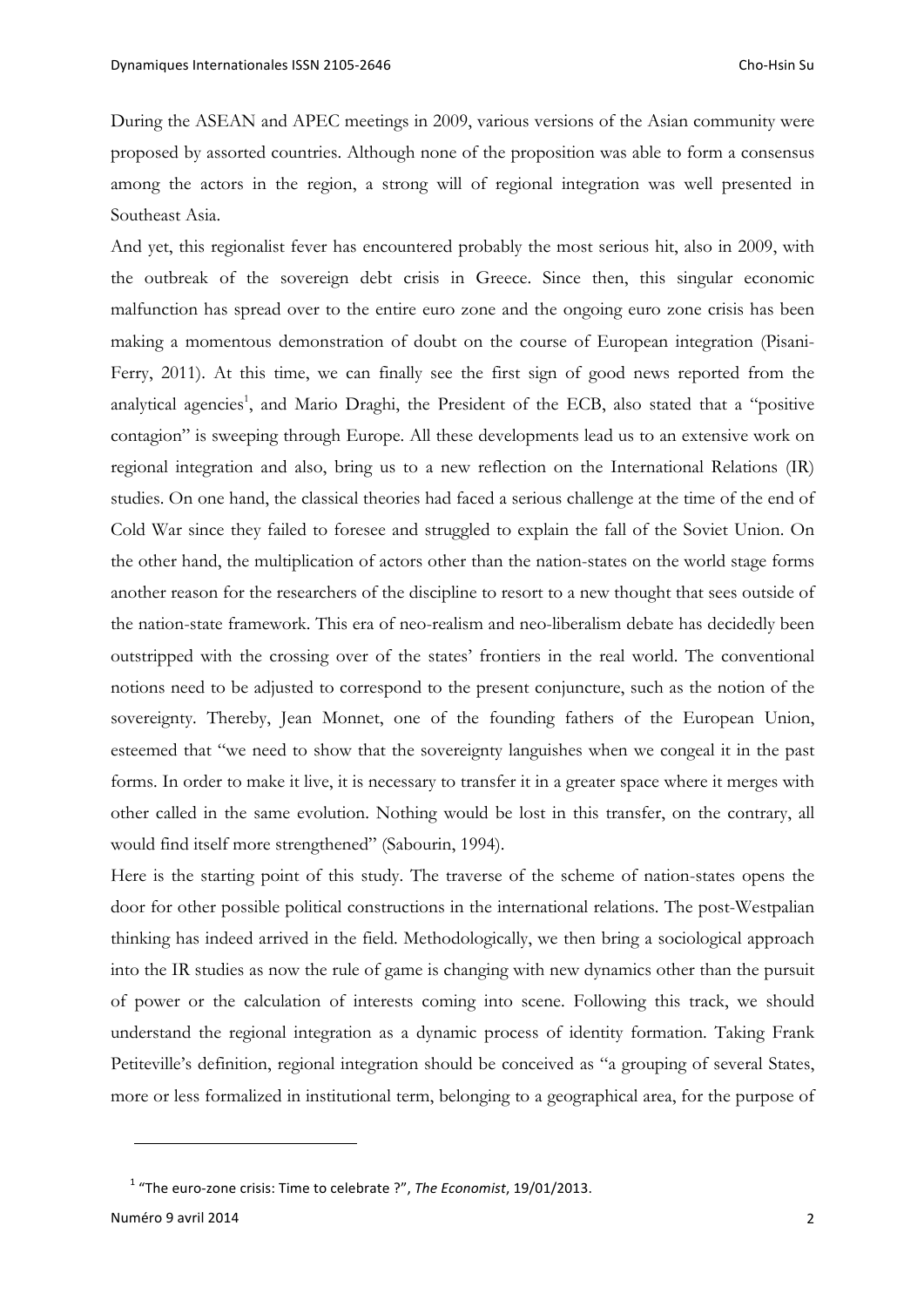During the ASEAN and APEC meetings in 2009, various versions of the Asian community were proposed by assorted countries. Although none of the proposition was able to form a consensus among the actors in the region, a strong will of regional integration was well presented in Southeast Asia.

And yet, this regionalist fever has encountered probably the most serious hit, also in 2009, with the outbreak of the sovereign debt crisis in Greece. Since then, this singular economic malfunction has spread over to the entire euro zone and the ongoing euro zone crisis has been making a momentous demonstration of doubt on the course of European integration (Pisani-Ferry, 2011). At this time, we can finally see the first sign of good news reported from the analytical agencies[1], and Mario Draghi, the President of the ECB, also stated that a "positive contagion" is sweeping through Europe. All these developments lead us to an extensive work on regional integration and also, bring us to a new reflection on the International Relations (IR) studies. On one hand, the classical theories had faced a serious challenge at the time of the end of Cold War since they failed to foresee and struggled to explain the fall of the Soviet Union. On the other hand, the multiplication of actors other than the nation-states on the world stage forms another reason for the researchers of the discipline to resort to a new thought that sees outside of the nation-state framework. This era of neo-realism and neo-liberalism debate has decidedly been outstripped with the crossing over of the states' frontiers in the real world. The conventional notions need to be adjusted to correspond to the present conjuncture, such as the notion of the sovereignty. Thereby, Jean Monnet, one of the founding fathers of the European Union, esteemed that "we need to show that the sovereignty languishes when we congeal it in the past forms. In order to make it live, it is necessary to transfer it in a greater space where it merges with other called in the same evolution. Nothing would be lost in this transfer, on the contrary, all would find itself more strengthened" (Sabourin, 1994).

Here is the starting point of this study. The traverse of the scheme of nation-states opens the door for other possible political constructions in the international relations. The post-Westpalian thinking has indeed arrived in the field. Methodologically, we then bring a sociological approach into the IR studies as now the rule of game is changing with new dynamics other than the pursuit of power or the calculation of interests coming into scene. Following this track, we should understand the regional integration as a dynamic process of identity formation. Taking Frank Petiteville's definition, regional integration should be conceived as "a grouping of several States, more or less formalized in institutional term, belonging to a geographical area, for the purpose of

[1] "The euro-zone crisis: Time to celebrate ?", *The Economist*, 19/01/2013.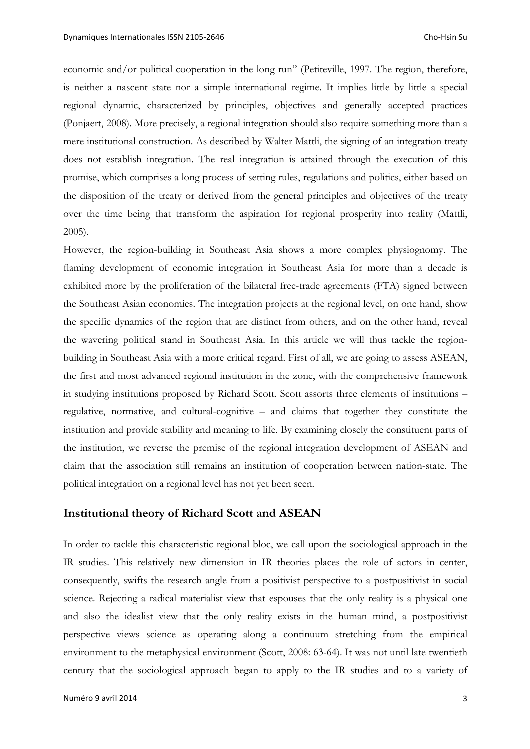economic and/or political cooperation in the long run" (Petiteville, 1997. The region, therefore, is neither a nascent state nor a simple international regime. It implies little by little a special regional dynamic, characterized by principles, objectives and generally accepted practices (Ponjaert, 2008). More precisely, a regional integration should also require something more than a mere institutional construction. As described by Walter Mattli, the signing of an integration treaty does not establish integration. The real integration is attained through the execution of this promise, which comprises a long process of setting rules, regulations and politics, either based on the disposition of the treaty or derived from the general principles and objectives of the treaty over the time being that transform the aspiration for regional prosperity into reality (Mattli, 2005).

However, the region-building in Southeast Asia shows a more complex physiognomy. The flaming development of economic integration in Southeast Asia for more than a decade is exhibited more by the proliferation of the bilateral free-trade agreements (FTA) signed between the Southeast Asian economies. The integration projects at the regional level, on one hand, show the specific dynamics of the region that are distinct from others, and on the other hand, reveal the wavering political stand in Southeast Asia. In this article we will thus tackle the region-building in Southeast Asia with a more critical regard. First of all, we are going to assess ASEAN, the first and most advanced regional institution in the zone, with the comprehensive framework in studying institutions proposed by Richard Scott. Scott assorts three elements of institutions – regulative, normative, and cultural-cognitive – and claims that together they constitute the institution and provide stability and meaning to life. By examining closely the constituent parts of the institution, we reverse the premise of the regional integration development of ASEAN and claim that the association still remains an institution of cooperation between nation-state. The political integration on a regional level has not yet been seen.

## Institutional theory of Richard Scott and ASEAN

In order to tackle this characteristic regional bloc, we call upon the sociological approach in the IR studies. This relatively new dimension in IR theories places the role of actors in center, consequently, swifts the research angle from a positivist perspective to a postpositivist in social science. Rejecting a radical materialist view that espouses that the only reality is a physical one and also the idealist view that the only reality exists in the human mind, a postpositivist perspective views science as operating along a continuum stretching from the empirical environment to the metaphysical environment (Scott, 2008: 63-64). It was not until late twentieth century that the sociological approach began to apply to the IR studies and to a variety of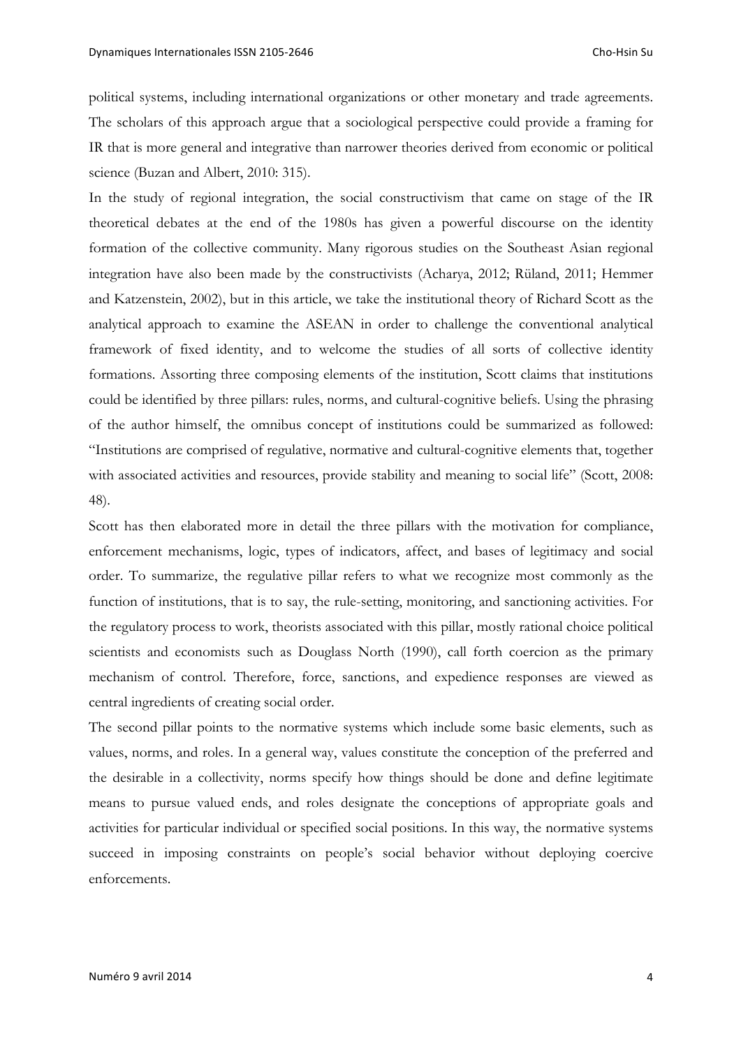political systems, including international organizations or other monetary and trade agreements. The scholars of this approach argue that a sociological perspective could provide a framing for IR that is more general and integrative than narrower theories derived from economic or political science (Buzan and Albert, 2010: 315).

In the study of regional integration, the social constructivism that came on stage of the IR theoretical debates at the end of the 1980s has given a powerful discourse on the identity formation of the collective community. Many rigorous studies on the Southeast Asian regional integration have also been made by the constructivists (Acharya, 2012; Rüland, 2011; Hemmer and Katzenstein, 2002), but in this article, we take the institutional theory of Richard Scott as the analytical approach to examine the ASEAN in order to challenge the conventional analytical framework of fixed identity, and to welcome the studies of all sorts of collective identity formations. Assorting three composing elements of the institution, Scott claims that institutions could be identified by three pillars: rules, norms, and cultural-cognitive beliefs. Using the phrasing of the author himself, the omnibus concept of institutions could be summarized as followed: "Institutions are comprised of regulative, normative and cultural-cognitive elements that, together with associated activities and resources, provide stability and meaning to social life" (Scott, 2008: 48).

Scott has then elaborated more in detail the three pillars with the motivation for compliance, enforcement mechanisms, logic, types of indicators, affect, and bases of legitimacy and social order. To summarize, the regulative pillar refers to what we recognize most commonly as the function of institutions, that is to say, the rule-setting, monitoring, and sanctioning activities. For the regulatory process to work, theorists associated with this pillar, mostly rational choice political scientists and economists such as Douglass North (1990), call forth coercion as the primary mechanism of control. Therefore, force, sanctions, and expedience responses are viewed as central ingredients of creating social order.

The second pillar points to the normative systems which include some basic elements, such as values, norms, and roles. In a general way, values constitute the conception of the preferred and the desirable in a collectivity, norms specify how things should be done and define legitimate means to pursue valued ends, and roles designate the conceptions of appropriate goals and activities for particular individual or specified social positions. In this way, the normative systems succeed in imposing constraints on people's social behavior without deploying coercive enforcements.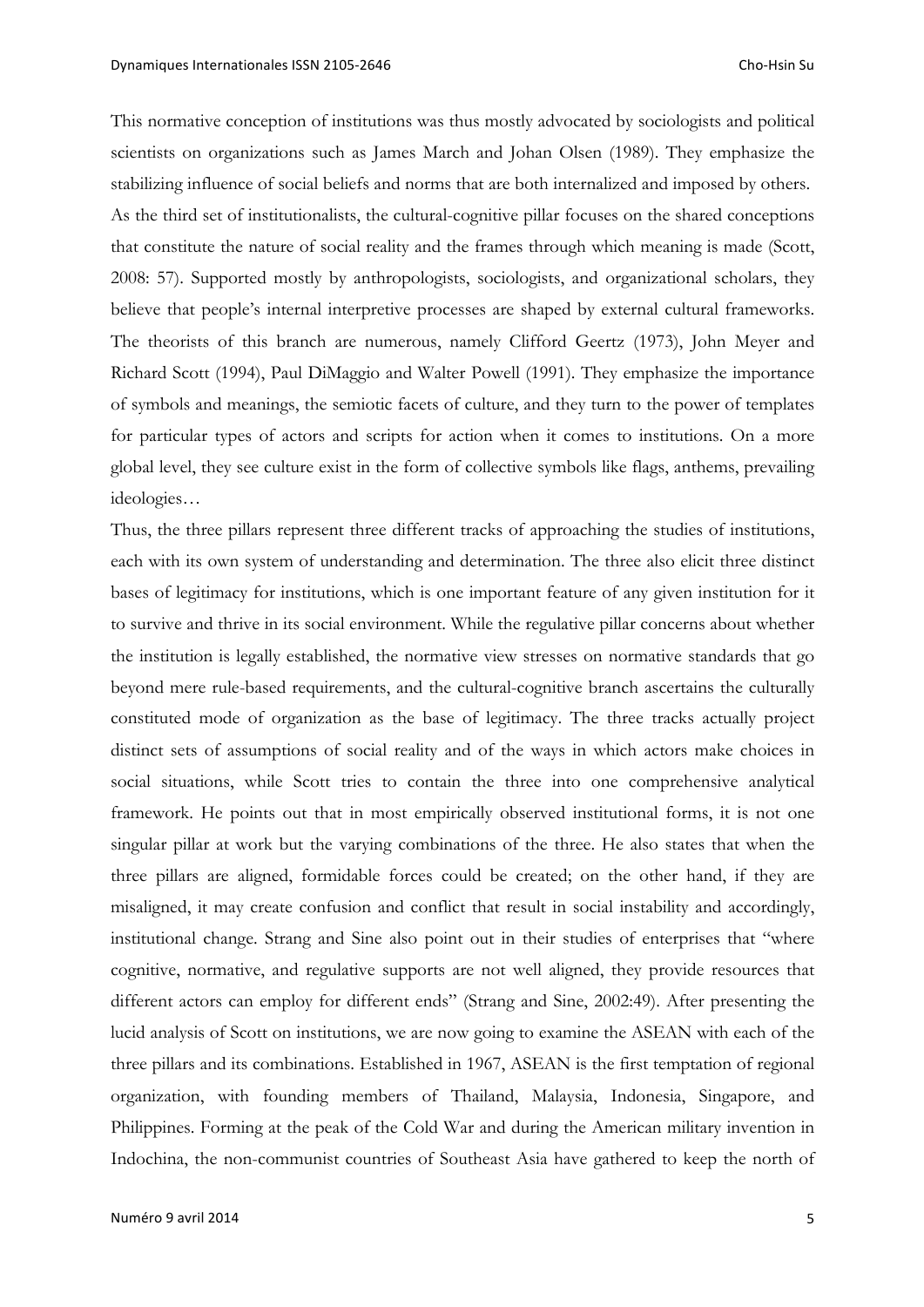This normative conception of institutions was thus mostly advocated by sociologists and political scientists on organizations such as James March and Johan Olsen (1989). They emphasize the stabilizing influence of social beliefs and norms that are both internalized and imposed by others.
As the third set of institutionalists, the cultural-cognitive pillar focuses on the shared conceptions that constitute the nature of social reality and the frames through which meaning is made (Scott, 2008: 57). Supported mostly by anthropologists, sociologists, and organizational scholars, they believe that people's internal interpretive processes are shaped by external cultural frameworks. The theorists of this branch are numerous, namely Clifford Geertz (1973), John Meyer and Richard Scott (1994), Paul DiMaggio and Walter Powell (1991). They emphasize the importance of symbols and meanings, the semiotic facets of culture, and they turn to the power of templates for particular types of actors and scripts for action when it comes to institutions. On a more global level, they see culture exist in the form of collective symbols like flags, anthems, prevailing ideologies…

Thus, the three pillars represent three different tracks of approaching the studies of institutions, each with its own system of understanding and determination. The three also elicit three distinct bases of legitimacy for institutions, which is one important feature of any given institution for it to survive and thrive in its social environment. While the regulative pillar concerns about whether the institution is legally established, the normative view stresses on normative standards that go beyond mere rule-based requirements, and the cultural-cognitive branch ascertains the culturally constituted mode of organization as the base of legitimacy. The three tracks actually project distinct sets of assumptions of social reality and of the ways in which actors make choices in social situations, while Scott tries to contain the three into one comprehensive analytical framework. He points out that in most empirically observed institutional forms, it is not one singular pillar at work but the varying combinations of the three. He also states that when the three pillars are aligned, formidable forces could be created; on the other hand, if they are misaligned, it may create confusion and conflict that result in social instability and accordingly, institutional change. Strang and Sine also point out in their studies of enterprises that "where cognitive, normative, and regulative supports are not well aligned, they provide resources that different actors can employ for different ends" (Strang and Sine, 2002:49). After presenting the lucid analysis of Scott on institutions, we are now going to examine the ASEAN with each of the three pillars and its combinations. Established in 1967, ASEAN is the first temptation of regional organization, with founding members of Thailand, Malaysia, Indonesia, Singapore, and Philippines. Forming at the peak of the Cold War and during the American military invention in Indochina, the non-communist countries of Southeast Asia have gathered to keep the north of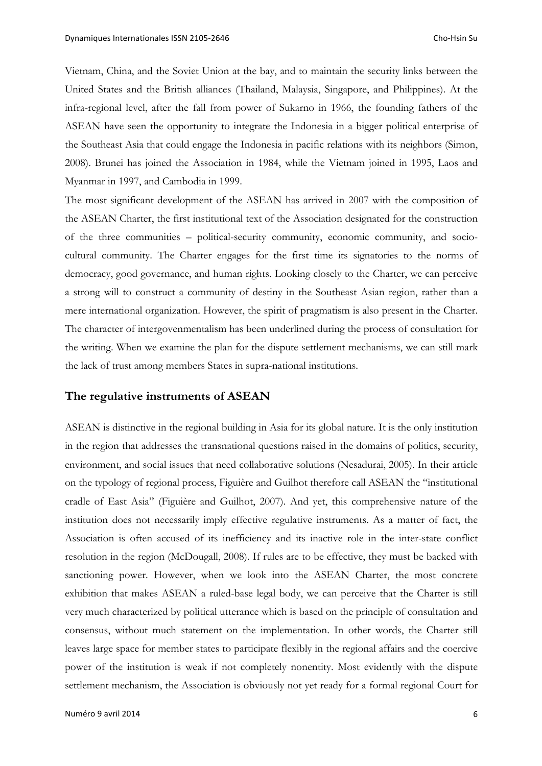Vietnam, China, and the Soviet Union at the bay, and to maintain the security links between the United States and the British alliances (Thailand, Malaysia, Singapore, and Philippines). At the infra-regional level, after the fall from power of Sukarno in 1966, the founding fathers of the ASEAN have seen the opportunity to integrate the Indonesia in a bigger political enterprise of the Southeast Asia that could engage the Indonesia in pacific relations with its neighbors (Simon, 2008). Brunei has joined the Association in 1984, while the Vietnam joined in 1995, Laos and Myanmar in 1997, and Cambodia in 1999.

The most significant development of the ASEAN has arrived in 2007 with the composition of the ASEAN Charter, the first institutional text of the Association designated for the construction of the three communities – political-security community, economic community, and socio-cultural community. The Charter engages for the first time its signatories to the norms of democracy, good governance, and human rights. Looking closely to the Charter, we can perceive a strong will to construct a community of destiny in the Southeast Asian region, rather than a mere international organization. However, the spirit of pragmatism is also present in the Charter. The character of intergovenmentalism has been underlined during the process of consultation for the writing. When we examine the plan for the dispute settlement mechanisms, we can still mark the lack of trust among members States in supra-national institutions.

## The regulative instruments of ASEAN

ASEAN is distinctive in the regional building in Asia for its global nature. It is the only institution in the region that addresses the transnational questions raised in the domains of politics, security, environment, and social issues that need collaborative solutions (Nesadurai, 2005). In their article on the typology of regional process, Figuière and Guilhot therefore call ASEAN the "institutional cradle of East Asia" (Figuière and Guilhot, 2007). And yet, this comprehensive nature of the institution does not necessarily imply effective regulative instruments. As a matter of fact, the Association is often accused of its inefficiency and its inactive role in the inter-state conflict resolution in the region (McDougall, 2008). If rules are to be effective, they must be backed with sanctioning power. However, when we look into the ASEAN Charter, the most concrete exhibition that makes ASEAN a ruled-base legal body, we can perceive that the Charter is still very much characterized by political utterance which is based on the principle of consultation and consensus, without much statement on the implementation. In other words, the Charter still leaves large space for member states to participate flexibly in the regional affairs and the coercive power of the institution is weak if not completely nonentity. Most evidently with the dispute settlement mechanism, the Association is obviously not yet ready for a formal regional Court for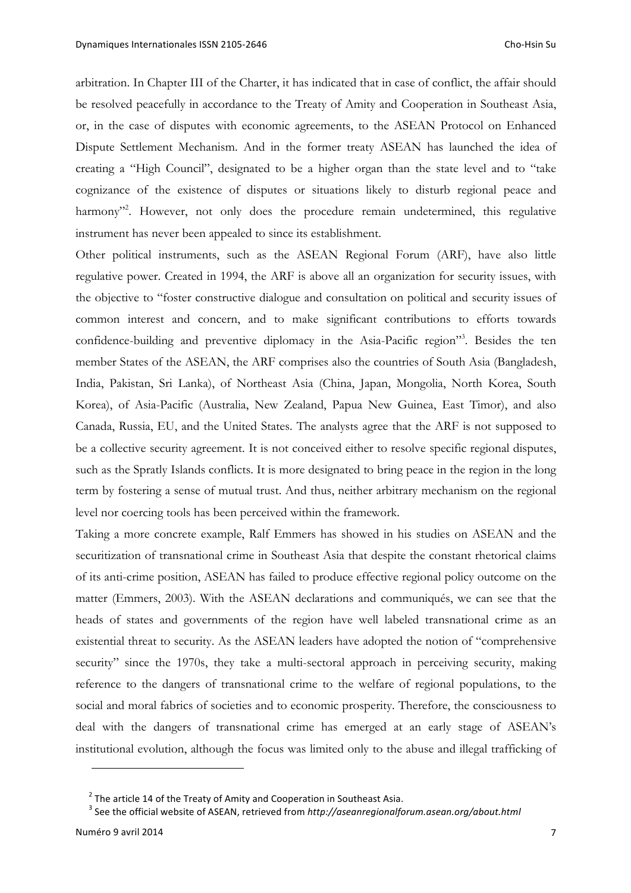arbitration. In Chapter III of the Charter, it has indicated that in case of conflict, the affair should be resolved peacefully in accordance to the Treaty of Amity and Cooperation in Southeast Asia, or, in the case of disputes with economic agreements, to the ASEAN Protocol on Enhanced Dispute Settlement Mechanism. And in the former treaty ASEAN has launched the idea of creating a "High Council", designated to be a higher organ than the state level and to "take cognizance of the existence of disputes or situations likely to disturb regional peace and harmony"[2]. However, not only does the procedure remain undetermined, this regulative instrument has never been appealed to since its establishment.

Other political instruments, such as the ASEAN Regional Forum (ARF), have also little regulative power. Created in 1994, the ARF is above all an organization for security issues, with the objective to "foster constructive dialogue and consultation on political and security issues of common interest and concern, and to make significant contributions to efforts towards confidence-building and preventive diplomacy in the Asia-Pacific region"[3]. Besides the ten member States of the ASEAN, the ARF comprises also the countries of South Asia (Bangladesh, India, Pakistan, Sri Lanka), of Northeast Asia (China, Japan, Mongolia, North Korea, South Korea), of Asia-Pacific (Australia, New Zealand, Papua New Guinea, East Timor), and also Canada, Russia, EU, and the United States. The analysts agree that the ARF is not supposed to be a collective security agreement. It is not conceived either to resolve specific regional disputes, such as the Spratly Islands conflicts. It is more designated to bring peace in the region in the long term by fostering a sense of mutual trust. And thus, neither arbitrary mechanism on the regional level nor coercing tools has been perceived within the framework.

Taking a more concrete example, Ralf Emmers has showed in his studies on ASEAN and the securitization of transnational crime in Southeast Asia that despite the constant rhetorical claims of its anti-crime position, ASEAN has failed to produce effective regional policy outcome on the matter (Emmers, 2003). With the ASEAN declarations and communiqués, we can see that the heads of states and governments of the region have well labeled transnational crime as an existential threat to security. As the ASEAN leaders have adopted the notion of "comprehensive security" since the 1970s, they take a multi-sectoral approach in perceiving security, making reference to the dangers of transnational crime to the welfare of regional populations, to the social and moral fabrics of societies and to economic prosperity. Therefore, the consciousness to deal with the dangers of transnational crime has emerged at an early stage of ASEAN's institutional evolution, although the focus was limited only to the abuse and illegal trafficking of

[2] The article 14 of the Treaty of Amity and Cooperation in Southeast Asia.

[3] See the official website of ASEAN, retrieved from *http://aseanregionalforum.asean.org/about.html*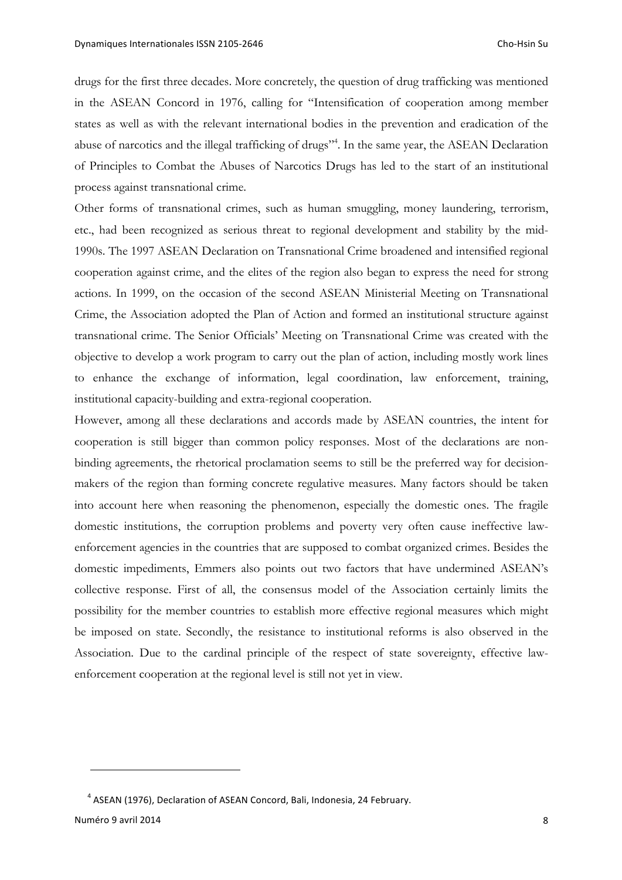drugs for the first three decades. More concretely, the question of drug trafficking was mentioned in the ASEAN Concord in 1976, calling for "Intensification of cooperation among member states as well as with the relevant international bodies in the prevention and eradication of the abuse of narcotics and the illegal trafficking of drugs"[4]. In the same year, the ASEAN Declaration of Principles to Combat the Abuses of Narcotics Drugs has led to the start of an institutional process against transnational crime.

Other forms of transnational crimes, such as human smuggling, money laundering, terrorism, etc., had been recognized as serious threat to regional development and stability by the mid-1990s. The 1997 ASEAN Declaration on Transnational Crime broadened and intensified regional cooperation against crime, and the elites of the region also began to express the need for strong actions. In 1999, on the occasion of the second ASEAN Ministerial Meeting on Transnational Crime, the Association adopted the Plan of Action and formed an institutional structure against transnational crime. The Senior Officials' Meeting on Transnational Crime was created with the objective to develop a work program to carry out the plan of action, including mostly work lines to enhance the exchange of information, legal coordination, law enforcement, training, institutional capacity-building and extra-regional cooperation.

However, among all these declarations and accords made by ASEAN countries, the intent for cooperation is still bigger than common policy responses. Most of the declarations are non-binding agreements, the rhetorical proclamation seems to still be the preferred way for decision-makers of the region than forming concrete regulative measures. Many factors should be taken into account here when reasoning the phenomenon, especially the domestic ones. The fragile domestic institutions, the corruption problems and poverty very often cause ineffective law-enforcement agencies in the countries that are supposed to combat organized crimes. Besides the domestic impediments, Emmers also points out two factors that have undermined ASEAN's collective response. First of all, the consensus model of the Association certainly limits the possibility for the member countries to establish more effective regional measures which might be imposed on state. Secondly, the resistance to institutional reforms is also observed in the Association. Due to the cardinal principle of the respect of state sovereignty, effective law-enforcement cooperation at the regional level is still not yet in view.

---

[4] ASEAN (1976), Declaration of ASEAN Concord, Bali, Indonesia, 24 February.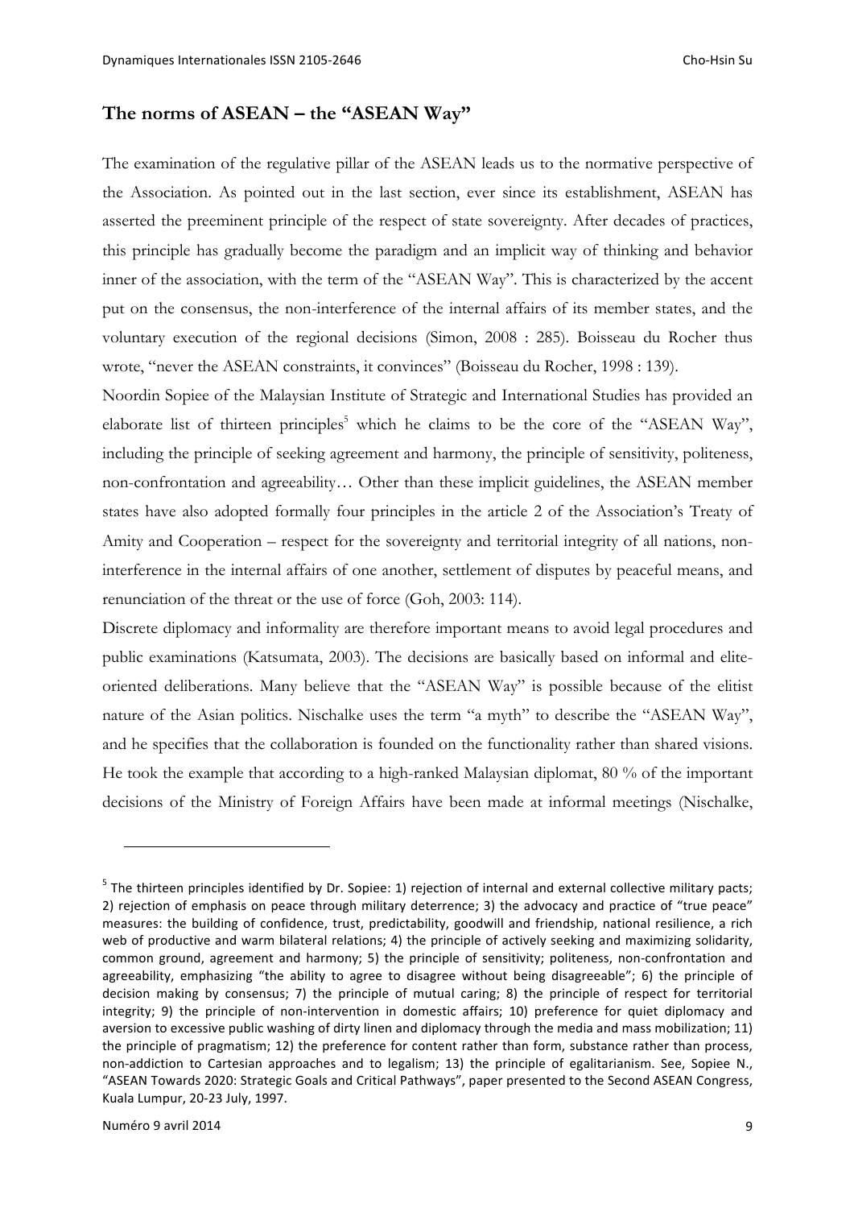## The norms of ASEAN – the "ASEAN Way"

The examination of the regulative pillar of the ASEAN leads us to the normative perspective of the Association. As pointed out in the last section, ever since its establishment, ASEAN has asserted the preeminent principle of the respect of state sovereignty. After decades of practices, this principle has gradually become the paradigm and an implicit way of thinking and behavior inner of the association, with the term of the "ASEAN Way". This is characterized by the accent put on the consensus, the non-interference of the internal affairs of its member states, and the voluntary execution of the regional decisions (Simon, 2008 : 285). Boisseau du Rocher thus wrote, "never the ASEAN constraints, it convinces" (Boisseau du Rocher, 1998 : 139).

Noordin Sopiee of the Malaysian Institute of Strategic and International Studies has provided an elaborate list of thirteen principles[5] which he claims to be the core of the "ASEAN Way", including the principle of seeking agreement and harmony, the principle of sensitivity, politeness, non-confrontation and agreeability… Other than these implicit guidelines, the ASEAN member states have also adopted formally four principles in the article 2 of the Association's Treaty of Amity and Cooperation – respect for the sovereignty and territorial integrity of all nations, non-interference in the internal affairs of one another, settlement of disputes by peaceful means, and renunciation of the threat or the use of force (Goh, 2003: 114).

Discrete diplomacy and informality are therefore important means to avoid legal procedures and public examinations (Katsumata, 2003). The decisions are basically based on informal and elite-oriented deliberations. Many believe that the "ASEAN Way" is possible because of the elitist nature of the Asian politics. Nischalke uses the term "a myth" to describe the "ASEAN Way", and he specifies that the collaboration is founded on the functionality rather than shared visions. He took the example that according to a high-ranked Malaysian diplomat, 80 % of the important decisions of the Ministry of Foreign Affairs have been made at informal meetings (Nischalke,

---

[5] The thirteen principles identified by Dr. Sopiee: 1) rejection of internal and external collective military pacts; 2) rejection of emphasis on peace through military deterrence; 3) the advocacy and practice of "true peace" measures: the building of confidence, trust, predictability, goodwill and friendship, national resilience, a rich web of productive and warm bilateral relations; 4) the principle of actively seeking and maximizing solidarity, common ground, agreement and harmony; 5) the principle of sensitivity; politeness, non-confrontation and agreeability, emphasizing "the ability to agree to disagree without being disagreeable"; 6) the principle of decision making by consensus; 7) the principle of mutual caring; 8) the principle of respect for territorial integrity; 9) the principle of non-intervention in domestic affairs; 10) preference for quiet diplomacy and aversion to excessive public washing of dirty linen and diplomacy through the media and mass mobilization; 11) the principle of pragmatism; 12) the preference for content rather than form, substance rather than process, non-addiction to Cartesian approaches and to legalism; 13) the principle of egalitarianism. See, Sopiee N., "ASEAN Towards 2020: Strategic Goals and Critical Pathways", paper presented to the Second ASEAN Congress, Kuala Lumpur, 20-23 July, 1997.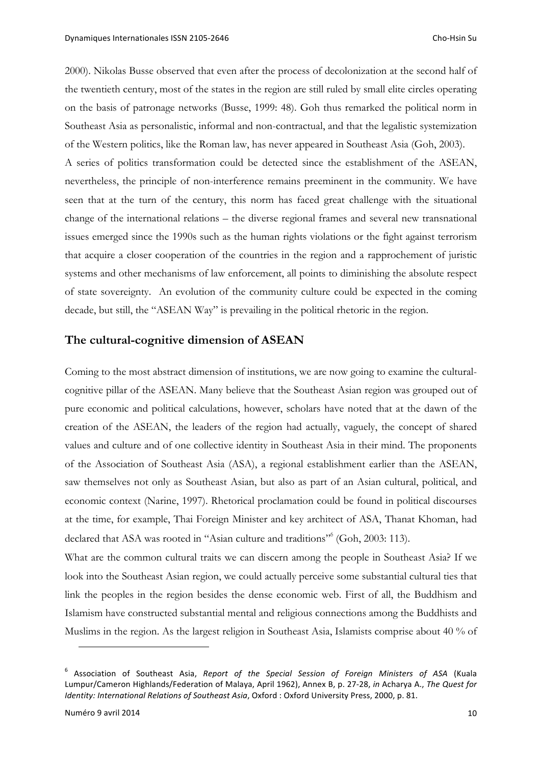2000). Nikolas Busse observed that even after the process of decolonization at the second half of the twentieth century, most of the states in the region are still ruled by small elite circles operating on the basis of patronage networks (Busse, 1999: 48). Goh thus remarked the political norm in Southeast Asia as personalistic, informal and non-contractual, and that the legalistic systemization of the Western politics, like the Roman law, has never appeared in Southeast Asia (Goh, 2003).

A series of politics transformation could be detected since the establishment of the ASEAN, nevertheless, the principle of non-interference remains preeminent in the community. We have seen that at the turn of the century, this norm has faced great challenge with the situational change of the international relations – the diverse regional frames and several new transnational issues emerged since the 1990s such as the human rights violations or the fight against terrorism that acquire a closer cooperation of the countries in the region and a rapprochement of juristic systems and other mechanisms of law enforcement, all points to diminishing the absolute respect of state sovereignty. An evolution of the community culture could be expected in the coming decade, but still, the "ASEAN Way" is prevailing in the political rhetoric in the region.

## The cultural-cognitive dimension of ASEAN

Coming to the most abstract dimension of institutions, we are now going to examine the cultural-cognitive pillar of the ASEAN. Many believe that the Southeast Asian region was grouped out of pure economic and political calculations, however, scholars have noted that at the dawn of the creation of the ASEAN, the leaders of the region had actually, vaguely, the concept of shared values and culture and of one collective identity in Southeast Asia in their mind. The proponents of the Association of Southeast Asia (ASA), a regional establishment earlier than the ASEAN, saw themselves not only as Southeast Asian, but also as part of an Asian cultural, political, and economic context (Narine, 1997). Rhetorical proclamation could be found in political discourses at the time, for example, Thai Foreign Minister and key architect of ASA, Thanat Khoman, had declared that ASA was rooted in "Asian culture and traditions"[6] (Goh, 2003: 113).

What are the common cultural traits we can discern among the people in Southeast Asia? If we look into the Southeast Asian region, we could actually perceive some substantial cultural ties that link the peoples in the region besides the dense economic web. First of all, the Buddhism and Islamism have constructed substantial mental and religious connections among the Buddhists and Muslims in the region. As the largest religion in Southeast Asia, Islamists comprise about 40 % of

---

[6] Association of Southeast Asia, *Report of the Special Session of Foreign Ministers of ASA* (Kuala Lumpur/Cameron Highlands/Federation of Malaya, April 1962), Annex B, p. 27-28, *in* Acharya A., *The Quest for Identity: International Relations of Southeast Asia*, Oxford : Oxford University Press, 2000, p. 81.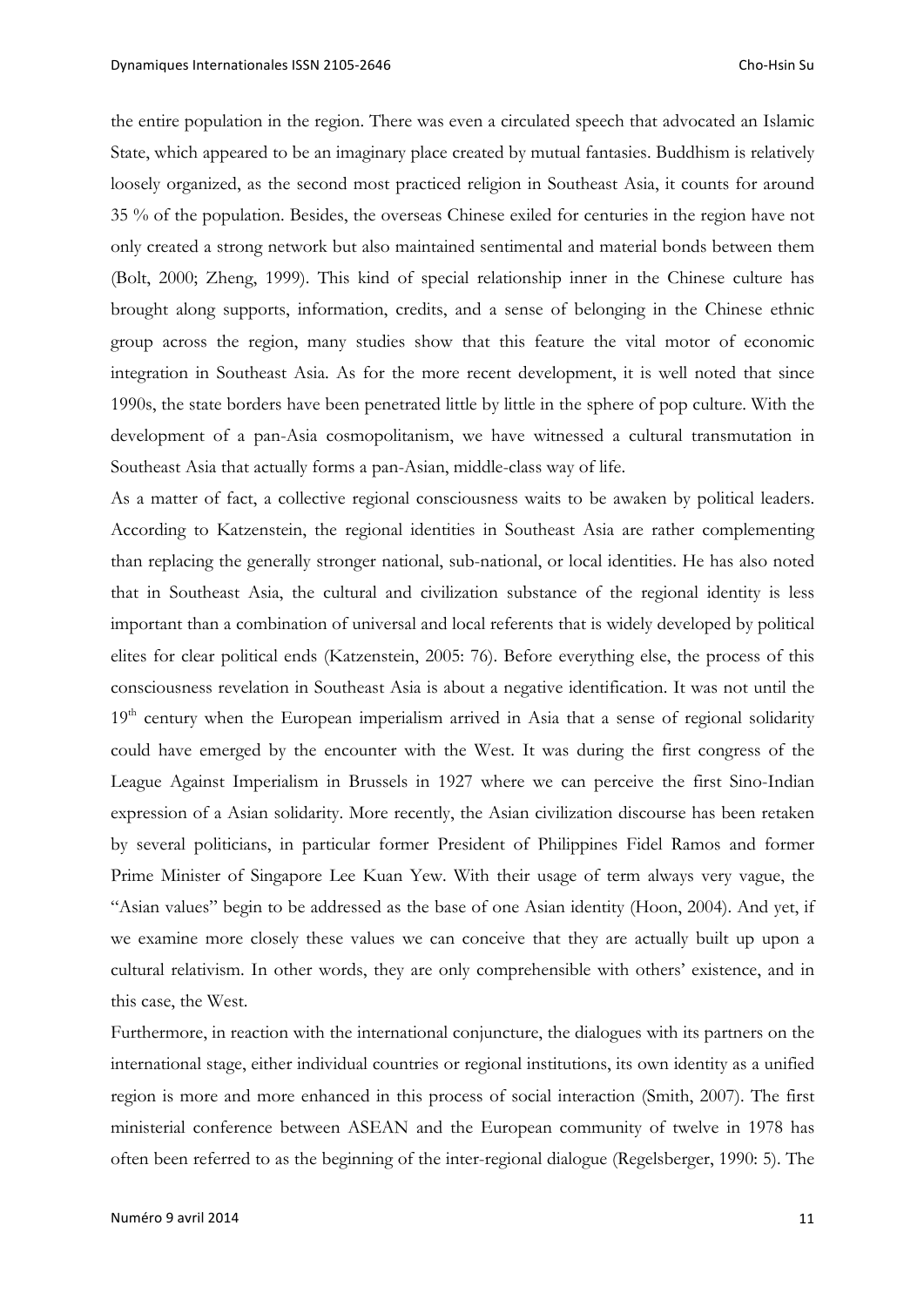the entire population in the region. There was even a circulated speech that advocated an Islamic State, which appeared to be an imaginary place created by mutual fantasies. Buddhism is relatively loosely organized, as the second most practiced religion in Southeast Asia, it counts for around 35 % of the population. Besides, the overseas Chinese exiled for centuries in the region have not only created a strong network but also maintained sentimental and material bonds between them (Bolt, 2000; Zheng, 1999). This kind of special relationship inner in the Chinese culture has brought along supports, information, credits, and a sense of belonging in the Chinese ethnic group across the region, many studies show that this feature the vital motor of economic integration in Southeast Asia. As for the more recent development, it is well noted that since 1990s, the state borders have been penetrated little by little in the sphere of pop culture. With the development of a pan-Asia cosmopolitanism, we have witnessed a cultural transmutation in Southeast Asia that actually forms a pan-Asian, middle-class way of life.

As a matter of fact, a collective regional consciousness waits to be awaken by political leaders. According to Katzenstein, the regional identities in Southeast Asia are rather complementing than replacing the generally stronger national, sub-national, or local identities. He has also noted that in Southeast Asia, the cultural and civilization substance of the regional identity is less important than a combination of universal and local referents that is widely developed by political elites for clear political ends (Katzenstein, 2005: 76). Before everything else, the process of this consciousness revelation in Southeast Asia is about a negative identification. It was not until the 19th century when the European imperialism arrived in Asia that a sense of regional solidarity could have emerged by the encounter with the West. It was during the first congress of the League Against Imperialism in Brussels in 1927 where we can perceive the first Sino-Indian expression of a Asian solidarity. More recently, the Asian civilization discourse has been retaken by several politicians, in particular former President of Philippines Fidel Ramos and former Prime Minister of Singapore Lee Kuan Yew. With their usage of term always very vague, the "Asian values" begin to be addressed as the base of one Asian identity (Hoon, 2004). And yet, if we examine more closely these values we can conceive that they are actually built up upon a cultural relativism. In other words, they are only comprehensible with others' existence, and in this case, the West.

Furthermore, in reaction with the international conjuncture, the dialogues with its partners on the international stage, either individual countries or regional institutions, its own identity as a unified region is more and more enhanced in this process of social interaction (Smith, 2007). The first ministerial conference between ASEAN and the European community of twelve in 1978 has often been referred to as the beginning of the inter-regional dialogue (Regelsberger, 1990: 5). The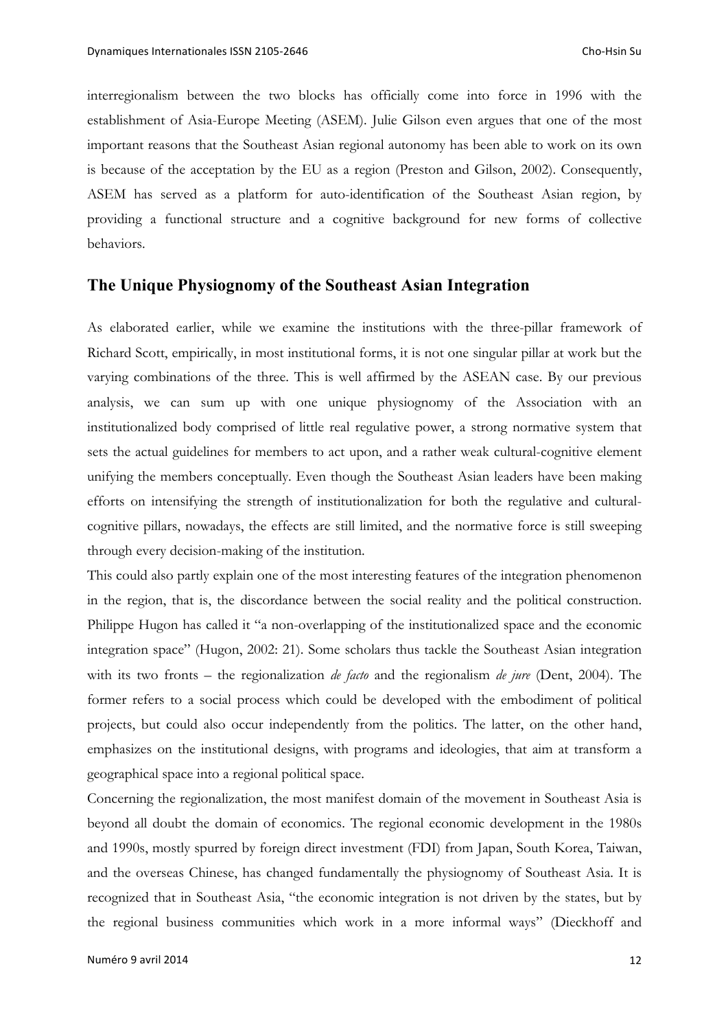interregionalism between the two blocks has officially come into force in 1996 with the establishment of Asia-Europe Meeting (ASEM). Julie Gilson even argues that one of the most important reasons that the Southeast Asian regional autonomy has been able to work on its own is because of the acceptation by the EU as a region (Preston and Gilson, 2002). Consequently, ASEM has served as a platform for auto-identification of the Southeast Asian region, by providing a functional structure and a cognitive background for new forms of collective behaviors.

## The Unique Physiognomy of the Southeast Asian Integration

As elaborated earlier, while we examine the institutions with the three-pillar framework of Richard Scott, empirically, in most institutional forms, it is not one singular pillar at work but the varying combinations of the three. This is well affirmed by the ASEAN case. By our previous analysis, we can sum up with one unique physiognomy of the Association with an institutionalized body comprised of little real regulative power, a strong normative system that sets the actual guidelines for members to act upon, and a rather weak cultural-cognitive element unifying the members conceptually. Even though the Southeast Asian leaders have been making efforts on intensifying the strength of institutionalization for both the regulative and cultural-cognitive pillars, nowadays, the effects are still limited, and the normative force is still sweeping through every decision-making of the institution.

This could also partly explain one of the most interesting features of the integration phenomenon in the region, that is, the discordance between the social reality and the political construction. Philippe Hugon has called it "a non-overlapping of the institutionalized space and the economic integration space" (Hugon, 2002: 21). Some scholars thus tackle the Southeast Asian integration with its two fronts – the regionalization *de facto* and the regionalism *de jure* (Dent, 2004). The former refers to a social process which could be developed with the embodiment of political projects, but could also occur independently from the politics. The latter, on the other hand, emphasizes on the institutional designs, with programs and ideologies, that aim at transform a geographical space into a regional political space.

Concerning the regionalization, the most manifest domain of the movement in Southeast Asia is beyond all doubt the domain of economics. The regional economic development in the 1980s and 1990s, mostly spurred by foreign direct investment (FDI) from Japan, South Korea, Taiwan, and the overseas Chinese, has changed fundamentally the physiognomy of Southeast Asia. It is recognized that in Southeast Asia, "the economic integration is not driven by the states, but by the regional business communities which work in a more informal ways" (Dieckhoff and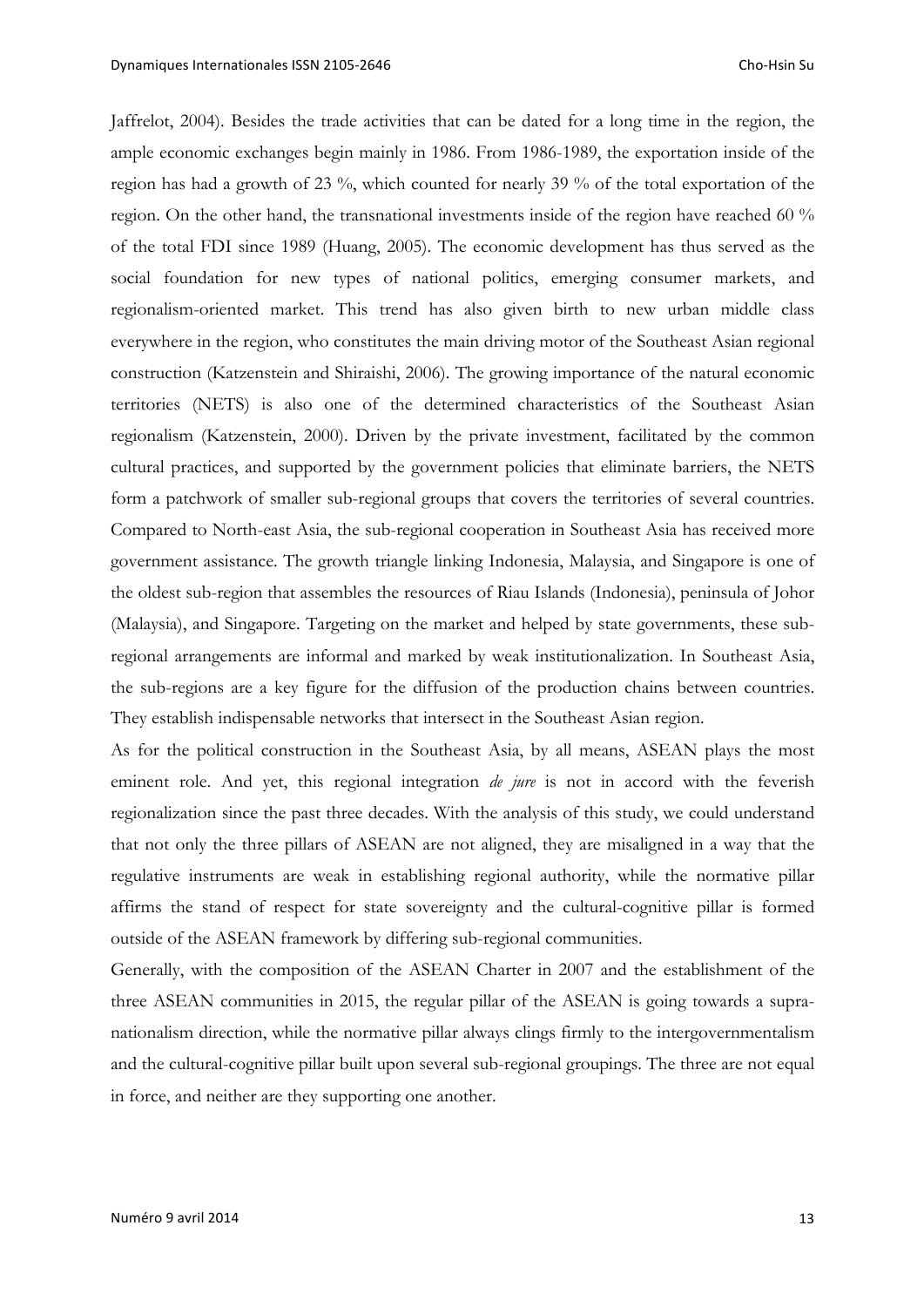Jaffrelot, 2004). Besides the trade activities that can be dated for a long time in the region, the ample economic exchanges begin mainly in 1986. From 1986-1989, the exportation inside of the region has had a growth of 23 %, which counted for nearly 39 % of the total exportation of the region. On the other hand, the transnational investments inside of the region have reached 60 % of the total FDI since 1989 (Huang, 2005). The economic development has thus served as the social foundation for new types of national politics, emerging consumer markets, and regionalism-oriented market. This trend has also given birth to new urban middle class everywhere in the region, who constitutes the main driving motor of the Southeast Asian regional construction (Katzenstein and Shiraishi, 2006). The growing importance of the natural economic territories (NETS) is also one of the determined characteristics of the Southeast Asian regionalism (Katzenstein, 2000). Driven by the private investment, facilitated by the common cultural practices, and supported by the government policies that eliminate barriers, the NETS form a patchwork of smaller sub-regional groups that covers the territories of several countries. Compared to North-east Asia, the sub-regional cooperation in Southeast Asia has received more government assistance. The growth triangle linking Indonesia, Malaysia, and Singapore is one of the oldest sub-region that assembles the resources of Riau Islands (Indonesia), peninsula of Johor (Malaysia), and Singapore. Targeting on the market and helped by state governments, these sub-regional arrangements are informal and marked by weak institutionalization. In Southeast Asia, the sub-regions are a key figure for the diffusion of the production chains between countries. They establish indispensable networks that intersect in the Southeast Asian region.

As for the political construction in the Southeast Asia, by all means, ASEAN plays the most eminent role. And yet, this regional integration *de jure* is not in accord with the feverish regionalization since the past three decades. With the analysis of this study, we could understand that not only the three pillars of ASEAN are not aligned, they are misaligned in a way that the regulative instruments are weak in establishing regional authority, while the normative pillar affirms the stand of respect for state sovereignty and the cultural-cognitive pillar is formed outside of the ASEAN framework by differing sub-regional communities.

Generally, with the composition of the ASEAN Charter in 2007 and the establishment of the three ASEAN communities in 2015, the regular pillar of the ASEAN is going towards a supra-nationalism direction, while the normative pillar always clings firmly to the intergovernmentalism and the cultural-cognitive pillar built upon several sub-regional groupings. The three are not equal in force, and neither are they supporting one another.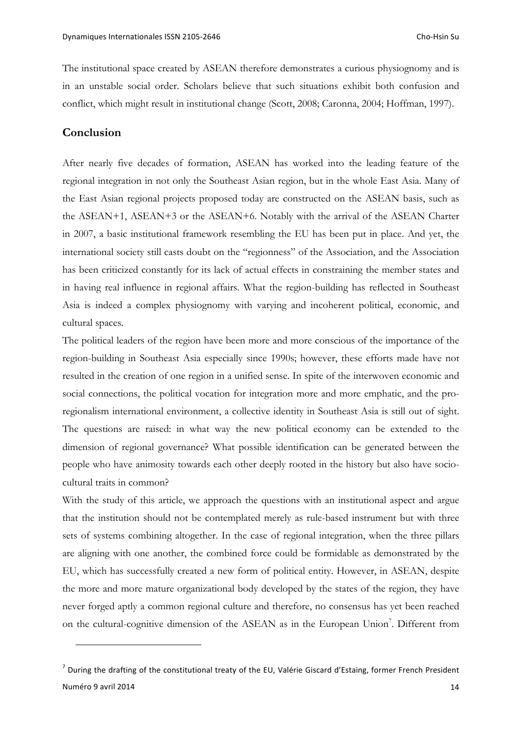The institutional space created by ASEAN therefore demonstrates a curious physiognomy and is in an unstable social order. Scholars believe that such situations exhibit both confusion and conflict, which might result in institutional change (Scott, 2008; Caronna, 2004; Hoffman, 1997).

## Conclusion

After nearly five decades of formation, ASEAN has worked into the leading feature of the regional integration in not only the Southeast Asian region, but in the whole East Asia. Many of the East Asian regional projects proposed today are constructed on the ASEAN basis, such as the ASEAN+1, ASEAN+3 or the ASEAN+6. Notably with the arrival of the ASEAN Charter in 2007, a basic institutional framework resembling the EU has been put in place. And yet, the international society still casts doubt on the "regionness" of the Association, and the Association has been criticized constantly for its lack of actual effects in constraining the member states and in having real influence in regional affairs. What the region-building has reflected in Southeast Asia is indeed a complex physiognomy with varying and incoherent political, economic, and cultural spaces.

The political leaders of the region have been more and more conscious of the importance of the region-building in Southeast Asia especially since 1990s; however, these efforts made have not resulted in the creation of one region in a unified sense. In spite of the interwoven economic and social connections, the political vocation for integration more and more emphatic, and the pro-regionalism international environment, a collective identity in Southeast Asia is still out of sight. The questions are raised: in what way the new political economy can be extended to the dimension of regional governance? What possible identification can be generated between the people who have animosity towards each other deeply rooted in the history but also have socio-cultural traits in common?

With the study of this article, we approach the questions with an institutional aspect and argue that the institution should not be contemplated merely as rule-based instrument but with three sets of systems combining altogether. In the case of regional integration, when the three pillars are aligning with one another, the combined force could be formidable as demonstrated by the EU, which has successfully created a new form of political entity. However, in ASEAN, despite the more and more mature organizational body developed by the states of the region, they have never forged aptly a common regional culture and therefore, no consensus has yet been reached on the cultural-cognitive dimension of the ASEAN as in the European Union[7]. Different from

[7] During the drafting of the constitutional treaty of the EU, Valérie Giscard d'Estaing, former French President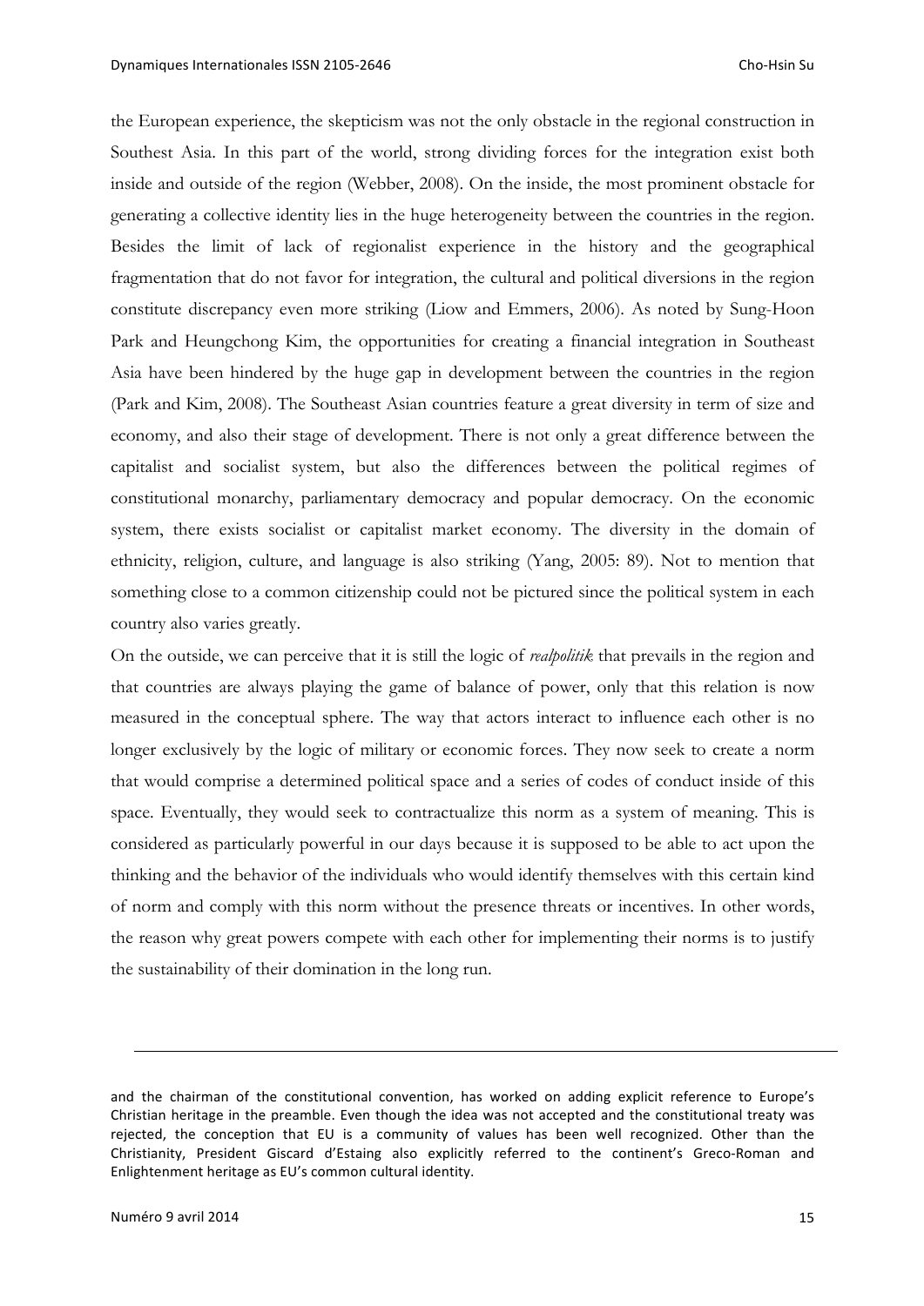the European experience, the skepticism was not the only obstacle in the regional construction in Southest Asia. In this part of the world, strong dividing forces for the integration exist both inside and outside of the region (Webber, 2008). On the inside, the most prominent obstacle for generating a collective identity lies in the huge heterogeneity between the countries in the region. Besides the limit of lack of regionalist experience in the history and the geographical fragmentation that do not favor for integration, the cultural and political diversions in the region constitute discrepancy even more striking (Liow and Emmers, 2006). As noted by Sung-Hoon Park and Heungchong Kim, the opportunities for creating a financial integration in Southeast Asia have been hindered by the huge gap in development between the countries in the region (Park and Kim, 2008). The Southeast Asian countries feature a great diversity in term of size and economy, and also their stage of development. There is not only a great difference between the capitalist and socialist system, but also the differences between the political regimes of constitutional monarchy, parliamentary democracy and popular democracy. On the economic system, there exists socialist or capitalist market economy. The diversity in the domain of ethnicity, religion, culture, and language is also striking (Yang, 2005: 89). Not to mention that something close to a common citizenship could not be pictured since the political system in each country also varies greatly.

On the outside, we can perceive that it is still the logic of *realpolitik* that prevails in the region and that countries are always playing the game of balance of power, only that this relation is now measured in the conceptual sphere. The way that actors interact to influence each other is no longer exclusively by the logic of military or economic forces. They now seek to create a norm that would comprise a determined political space and a series of codes of conduct inside of this space. Eventually, they would seek to contractualize this norm as a system of meaning. This is considered as particularly powerful in our days because it is supposed to be able to act upon the thinking and the behavior of the individuals who would identify themselves with this certain kind of norm and comply with this norm without the presence threats or incentives. In other words, the reason why great powers compete with each other for implementing their norms is to justify the sustainability of their domination in the long run.

---

and the chairman of the constitutional convention, has worked on adding explicit reference to Europe's Christian heritage in the preamble. Even though the idea was not accepted and the constitutional treaty was rejected, the conception that EU is a community of values has been well recognized. Other than the Christianity, President Giscard d'Estaing also explicitly referred to the continent's Greco-Roman and Enlightenment heritage as EU's common cultural identity.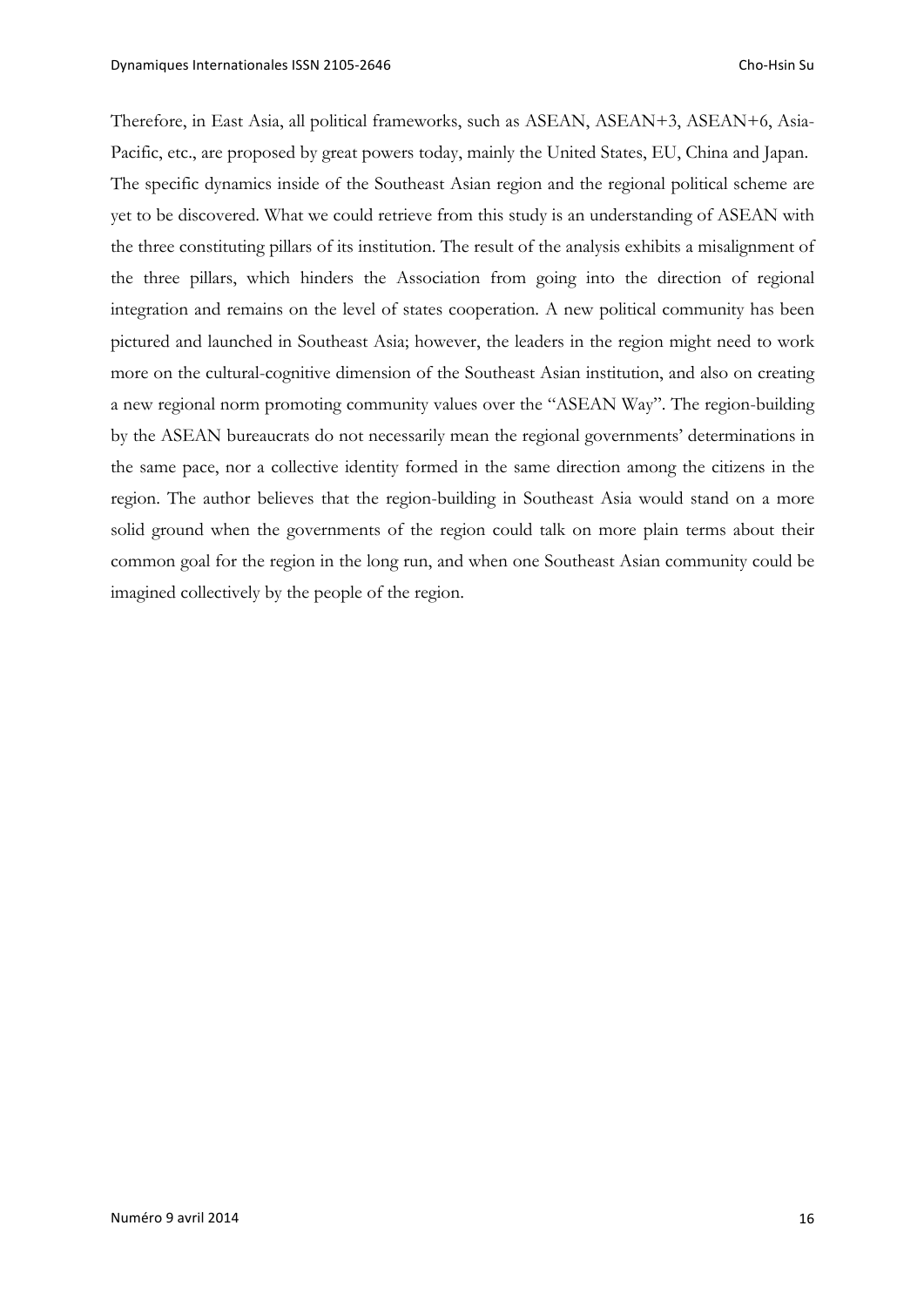Therefore, in East Asia, all political frameworks, such as ASEAN, ASEAN+3, ASEAN+6, Asia-Pacific, etc., are proposed by great powers today, mainly the United States, EU, China and Japan. The specific dynamics inside of the Southeast Asian region and the regional political scheme are yet to be discovered. What we could retrieve from this study is an understanding of ASEAN with the three constituting pillars of its institution. The result of the analysis exhibits a misalignment of the three pillars, which hinders the Association from going into the direction of regional integration and remains on the level of states cooperation. A new political community has been pictured and launched in Southeast Asia; however, the leaders in the region might need to work more on the cultural-cognitive dimension of the Southeast Asian institution, and also on creating a new regional norm promoting community values over the "ASEAN Way". The region-building by the ASEAN bureaucrats do not necessarily mean the regional governments' determinations in the same pace, nor a collective identity formed in the same direction among the citizens in the region. The author believes that the region-building in Southeast Asia would stand on a more solid ground when the governments of the region could talk on more plain terms about their common goal for the region in the long run, and when one Southeast Asian community could be imagined collectively by the people of the region.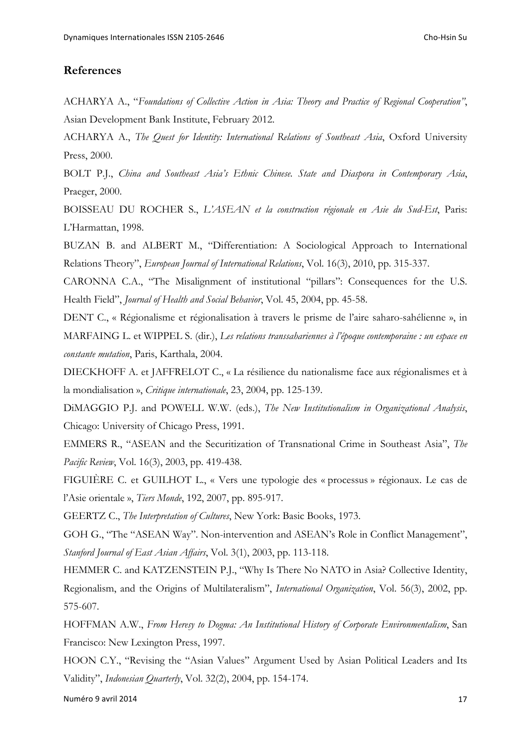## References

ACHARYA A., "*Foundations of Collective Action in Asia: Theory and Practice of Regional Cooperation"*, Asian Development Bank Institute, February 2012.

ACHARYA A., *The Quest for Identity: International Relations of Southeast Asia*, Oxford University Press, 2000.

BOLT P.J., *China and Southeast Asia's Ethnic Chinese. State and Diaspora in Contemporary Asia*, Praeger, 2000.

BOISSEAU DU ROCHER S., *L'ASEAN et la construction régionale en Asie du Sud-Est*, Paris: L'Harmattan, 1998.

BUZAN B. and ALBERT M., "Differentiation: A Sociological Approach to International Relations Theory", *European Journal of International Relations*, Vol. 16(3), 2010, pp. 315-337.

CARONNA C.A., "The Misalignment of institutional "pillars": Consequences for the U.S. Health Field", *Journal of Health and Social Behavior*, Vol. 45, 2004, pp. 45-58.

DENT C., « Régionalisme et régionalisation à travers le prisme de l'aire saharo-sahélienne », in MARFAING L. et WIPPEL S. (dir.), *Les relations transsahariennes à l'époque contemporaine : un espace en constante mutation*, Paris, Karthala, 2004.

DIECKHOFF A. et JAFFRELOT C., « La résilience du nationalisme face aux régionalismes et à la mondialisation », *Critique internationale*, 23, 2004, pp. 125-139.

DiMAGGIO P.J. and POWELL W.W. (eds.), *The New Institutionalism in Organizational Analysis*, Chicago: University of Chicago Press, 1991.

EMMERS R., "ASEAN and the Securitization of Transnational Crime in Southeast Asia", *The Pacific Review*, Vol. 16(3), 2003, pp. 419-438.

FIGUIÈRE C. et GUILHOT L., « Vers une typologie des « processus » régionaux. Le cas de l'Asie orientale », *Tiers Monde*, 192, 2007, pp. 895-917.

GEERTZ C., *The Interpretation of Cultures*, New York: Basic Books, 1973.

GOH G., "The "ASEAN Way". Non-intervention and ASEAN's Role in Conflict Management", *Stanford Journal of East Asian Affairs*, Vol. 3(1), 2003, pp. 113-118.

HEMMER C. and KATZENSTEIN P.J., "Why Is There No NATO in Asia? Collective Identity, Regionalism, and the Origins of Multilateralism", *International Organization*, Vol. 56(3), 2002, pp. 575-607.

HOFFMAN A.W., *From Heresy to Dogma: An Institutional History of Corporate Environmentalism*, San Francisco: New Lexington Press, 1997.

HOON C.Y., "Revising the "Asian Values" Argument Used by Asian Political Leaders and Its Validity", *Indonesian Quarterly*, Vol. 32(2), 2004, pp. 154-174.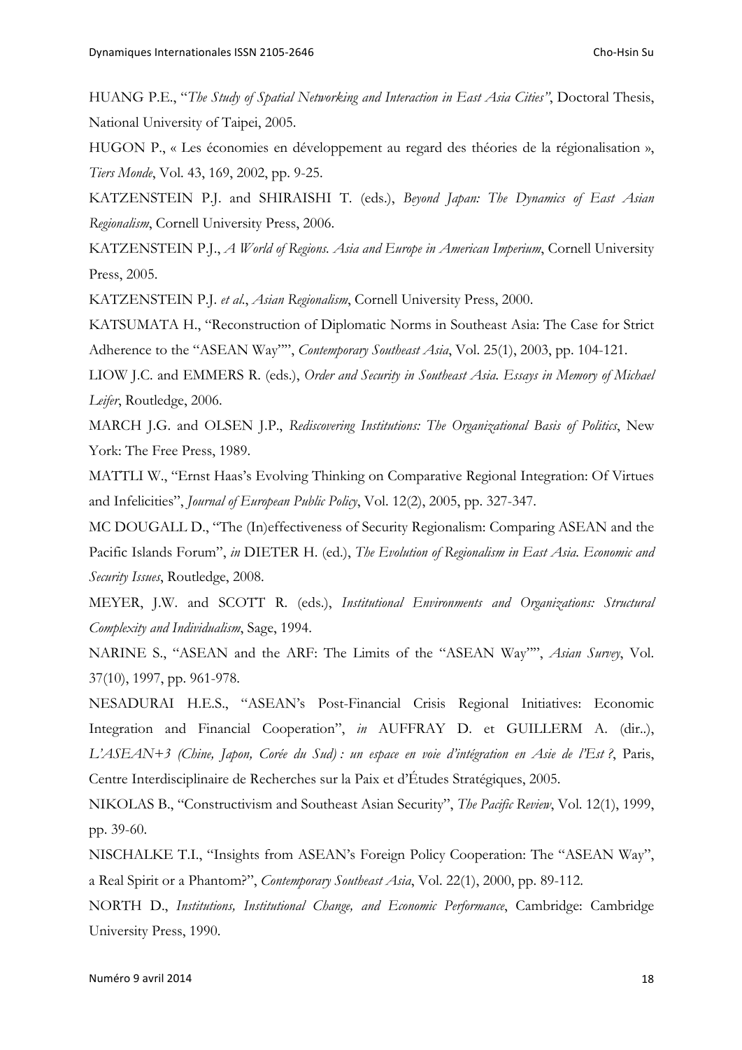HUANG P.E., "*The Study of Spatial Networking and Interaction in East Asia Cities"*, Doctoral Thesis, National University of Taipei, 2005.

HUGON P., « Les économies en développement au regard des théories de la régionalisation », *Tiers Monde*, Vol. 43, 169, 2002, pp. 9-25.

KATZENSTEIN P.J. and SHIRAISHI T. (eds.), *Beyond Japan: The Dynamics of East Asian Regionalism*, Cornell University Press, 2006.

KATZENSTEIN P.J., *A World of Regions. Asia and Europe in American Imperium*, Cornell University Press, 2005.

KATZENSTEIN P.J. *et al.*, *Asian Regionalism*, Cornell University Press, 2000.

KATSUMATA H., "Reconstruction of Diplomatic Norms in Southeast Asia: The Case for Strict Adherence to the "ASEAN Way"", *Contemporary Southeast Asia*, Vol. 25(1), 2003, pp. 104-121.

LIOW J.C. and EMMERS R. (eds.), *Order and Security in Southeast Asia. Essays in Memory of Michael Leifer*, Routledge, 2006.

MARCH J.G. and OLSEN J.P., *Rediscovering Institutions: The Organizational Basis of Politics*, New York: The Free Press, 1989.

MATTLI W., "Ernst Haas's Evolving Thinking on Comparative Regional Integration: Of Virtues and Infelicities", *Journal of European Public Policy*, Vol. 12(2), 2005, pp. 327-347.

MC DOUGALL D., "The (In)effectiveness of Security Regionalism: Comparing ASEAN and the Pacific Islands Forum", *in* DIETER H. (ed.), *The Evolution of Regionalism in East Asia. Economic and Security Issues*, Routledge, 2008.

MEYER, J.W. and SCOTT R. (eds.), *Institutional Environments and Organizations: Structural Complexity and Individualism*, Sage, 1994.

NARINE S., "ASEAN and the ARF: The Limits of the "ASEAN Way"", *Asian Survey*, Vol. 37(10), 1997, pp. 961-978.

NESADURAI H.E.S., "ASEAN's Post-Financial Crisis Regional Initiatives: Economic Integration and Financial Cooperation", *in* AUFFRAY D. et GUILLERM A. (dir..), *L'ASEAN+3 (Chine, Japon, Corée du Sud) : un espace en voie d'intégration en Asie de l'Est ?*, Paris, Centre Interdisciplinaire de Recherches sur la Paix et d'Études Stratégiques, 2005.

NIKOLAS B., "Constructivism and Southeast Asian Security", *The Pacific Review*, Vol. 12(1), 1999, pp. 39-60.

NISCHALKE T.I., "Insights from ASEAN's Foreign Policy Cooperation: The "ASEAN Way", a Real Spirit or a Phantom?", *Contemporary Southeast Asia*, Vol. 22(1), 2000, pp. 89-112.

NORTH D., *Institutions, Institutional Change, and Economic Performance*, Cambridge: Cambridge University Press, 1990.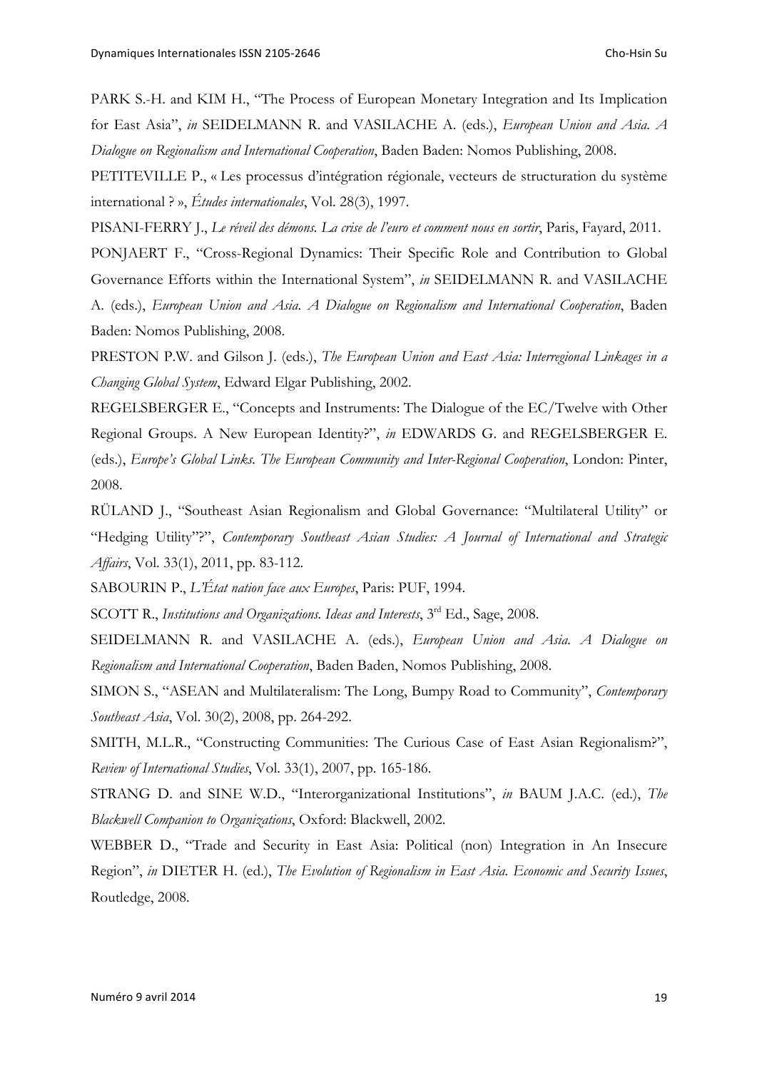PARK S.-H. and KIM H., "The Process of European Monetary Integration and Its Implication for East Asia", *in* SEIDELMANN R. and VASILACHE A. (eds.), *European Union and Asia. A Dialogue on Regionalism and International Cooperation*, Baden Baden: Nomos Publishing, 2008.

PETITEVILLE P., « Les processus d'intégration régionale, vecteurs de structuration du système international ? », *Études internationales*, Vol. 28(3), 1997.

PISANI-FERRY J., *Le réveil des démons. La crise de l'euro et comment nous en sortir*, Paris, Fayard, 2011.

PONJAERT F., "Cross-Regional Dynamics: Their Specific Role and Contribution to Global Governance Efforts within the International System", *in* SEIDELMANN R. and VASILACHE A. (eds.), *European Union and Asia. A Dialogue on Regionalism and International Cooperation*, Baden Baden: Nomos Publishing, 2008.

PRESTON P.W. and Gilson J. (eds.), *The European Union and East Asia: Interregional Linkages in a Changing Global System*, Edward Elgar Publishing, 2002.

REGELSBERGER E., "Concepts and Instruments: The Dialogue of the EC/Twelve with Other Regional Groups. A New European Identity?", *in* EDWARDS G. and REGELSBERGER E. (eds.), *Europe's Global Links. The European Community and Inter-Regional Cooperation*, London: Pinter, 2008.

RÜLAND J., "Southeast Asian Regionalism and Global Governance: "Multilateral Utility" or "Hedging Utility"?", *Contemporary Southeast Asian Studies: A Journal of International and Strategic Affairs*, Vol. 33(1), 2011, pp. 83-112.

SABOURIN P., *L'État nation face aux Europes*, Paris: PUF, 1994.

SCOTT R., *Institutions and Organizations. Ideas and Interests*, 3rd Ed., Sage, 2008.

SEIDELMANN R. and VASILACHE A. (eds.), *European Union and Asia. A Dialogue on Regionalism and International Cooperation*, Baden Baden, Nomos Publishing, 2008.

SIMON S., "ASEAN and Multilateralism: The Long, Bumpy Road to Community", *Contemporary Southeast Asia*, Vol. 30(2), 2008, pp. 264-292.

SMITH, M.L.R., "Constructing Communities: The Curious Case of East Asian Regionalism?", *Review of International Studies*, Vol. 33(1), 2007, pp. 165-186.

STRANG D. and SINE W.D., "Interorganizational Institutions", *in* BAUM J.A.C. (ed.), *The Blackwell Companion to Organizations*, Oxford: Blackwell, 2002.

WEBBER D., "Trade and Security in East Asia: Political (non) Integration in An Insecure Region", *in* DIETER H. (ed.), *The Evolution of Regionalism in East Asia. Economic and Security Issues*, Routledge, 2008.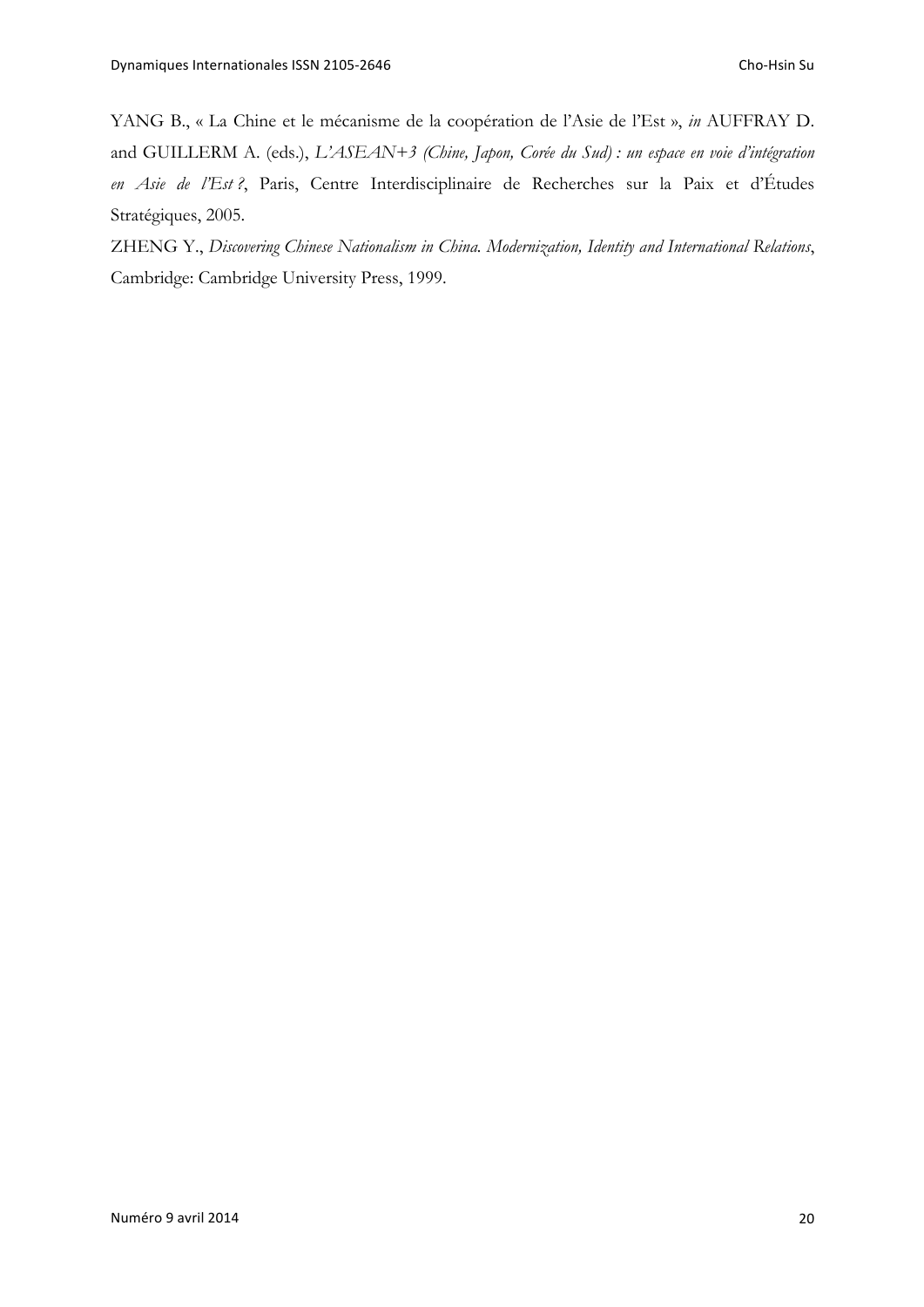YANG B., « La Chine et le mécanisme de la coopération de l'Asie de l'Est », *in* AUFFRAY D. and GUILLERM A. (eds.), *L'ASEAN+3 (Chine, Japon, Corée du Sud) : un espace en voie d'intégration en Asie de l'Est ?*, Paris, Centre Interdisciplinaire de Recherches sur la Paix et d'Études Stratégiques, 2005.

ZHENG Y., *Discovering Chinese Nationalism in China. Modernization, Identity and International Relations*, Cambridge: Cambridge University Press, 1999.